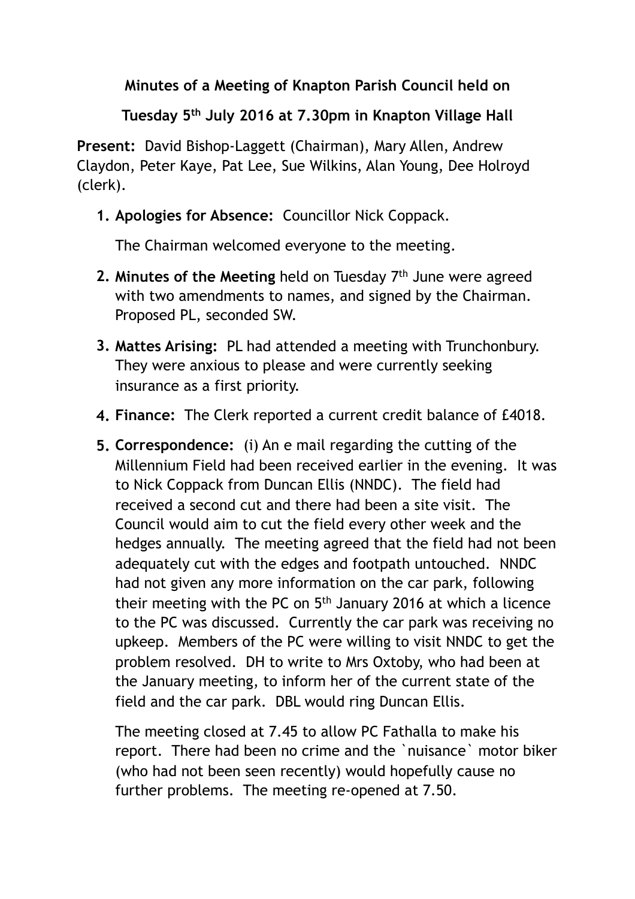**Minutes of a Meeting of Knapton Parish Council held on**

**Tuesday 5th July 2016 at 7.30pm in Knapton Village Hall**

**Present:** David Bishop-Laggett (Chairman), Mary Allen, Andrew Claydon, Peter Kaye, Pat Lee, Sue Wilkins, Alan Young, Dee Holroyd (clerk).

1. **Apologies for Absence:** Councillor Nick Coppack.

   The Chairman welcomed everyone to the meeting.

2. **Minutes of the Meeting** held on Tuesday 7th June were agreed with two amendments to names, and signed by the Chairman. Proposed PL, seconded SW.

3. **Mattes Arising:** PL had attended a meeting with Trunchonbury. They were anxious to please and were currently seeking insurance as a first priority.

4. **Finance:** The Clerk reported a current credit balance of £4018.

5. **Correspondence:** (i) An e mail regarding the cutting of the Millennium Field had been received earlier in the evening. It was to Nick Coppack from Duncan Ellis (NNDC). The field had received a second cut and there had been a site visit. The Council would aim to cut the field every other week and the hedges annually. The meeting agreed that the field had not been adequately cut with the edges and footpath untouched. NNDC had not given any more information on the car park, following their meeting with the PC on 5th January 2016 at which a licence to the PC was discussed. Currently the car park was receiving no upkeep. Members of the PC were willing to visit NNDC to get the problem resolved. DH to write to Mrs Oxtoby, who had been at the January meeting, to inform her of the current state of the field and the car park. DBL would ring Duncan Ellis.

   The meeting closed at 7.45 to allow PC Fathalla to make his report. There had been no crime and the `nuisance` motor biker (who had not been seen recently) would hopefully cause no further problems. The meeting re-opened at 7.50.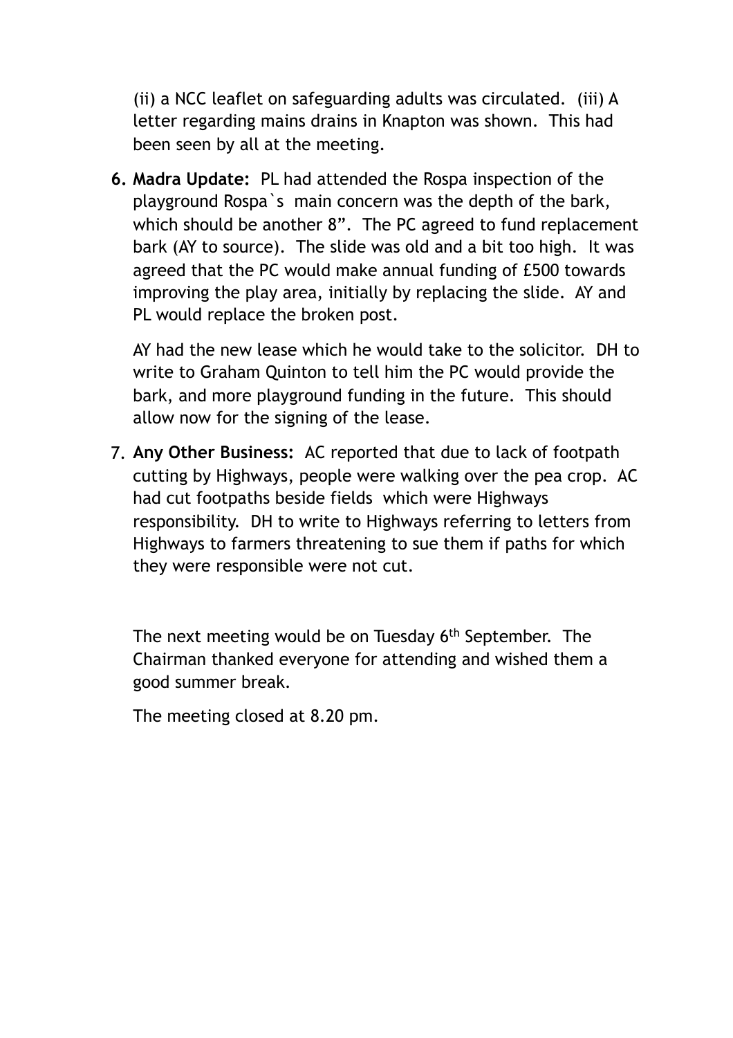(ii) a NCC leaflet on safeguarding adults was circulated. (iii) A letter regarding mains drains in Knapton was shown. This had been seen by all at the meeting.

6. **Madra Update:** PL had attended the Rospa inspection of the playground Rospa`s main concern was the depth of the bark, which should be another 8". The PC agreed to fund replacement bark (AY to source). The slide was old and a bit too high. It was agreed that the PC would make annual funding of £500 towards improving the play area, initially by replacing the slide. AY and PL would replace the broken post.

   AY had the new lease which he would take to the solicitor. DH to write to Graham Quinton to tell him the PC would provide the bark, and more playground funding in the future. This should allow now for the signing of the lease.

7. **Any Other Business:** AC reported that due to lack of footpath cutting by Highways, people were walking over the pea crop. AC had cut footpaths beside fields which were Highways responsibility. DH to write to Highways referring to letters from Highways to farmers threatening to sue them if paths for which they were responsible were not cut.

The next meeting would be on Tuesday 6th September. The Chairman thanked everyone for attending and wished them a good summer break.

The meeting closed at 8.20 pm.